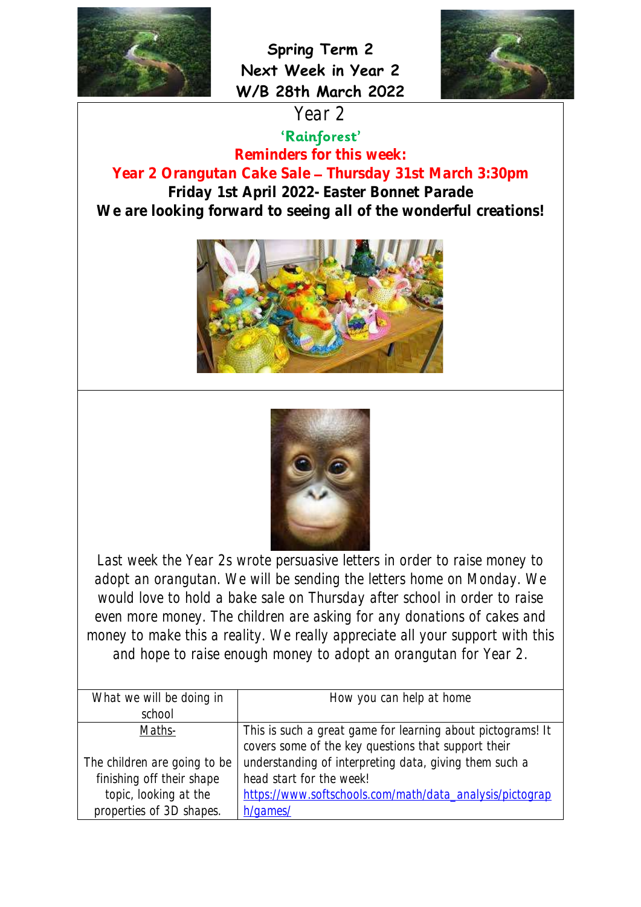# Spring Term 2
# Next Week in Year 2
# W/B 28th March 2022

## Year 2

**'Rainforest'**

**Reminders for this week:**

**Year 2 Orangutan Cake Sale – Thursday 31st March 3:30pm**

**Friday 1st April 2022- Easter Bonnet Parade**

**We are looking forward to seeing all of the wonderful creations!**

Last week the Year 2s wrote persuasive letters in order to raise money to adopt an orangutan. We will be sending the letters home on Monday. We would love to hold a bake sale on Thursday after school in order to raise even more money. The children are asking for any donations of cakes and money to make this a reality. We really appreciate all your support with this and hope to raise enough money to adopt an orangutan for Year 2.

| What we will be doing in school | How you can help at home |
| --- | --- |
| <u>Maths-</u><br><br>The children are going to be finishing off their shape topic, looking at the properties of 3D shapes. | This is such a great game for learning about pictograms! It covers some of the key questions that support their understanding of interpreting data, giving them such a head start for the week!<br>https://www.softschools.com/math/data_analysis/pictograph/games/ |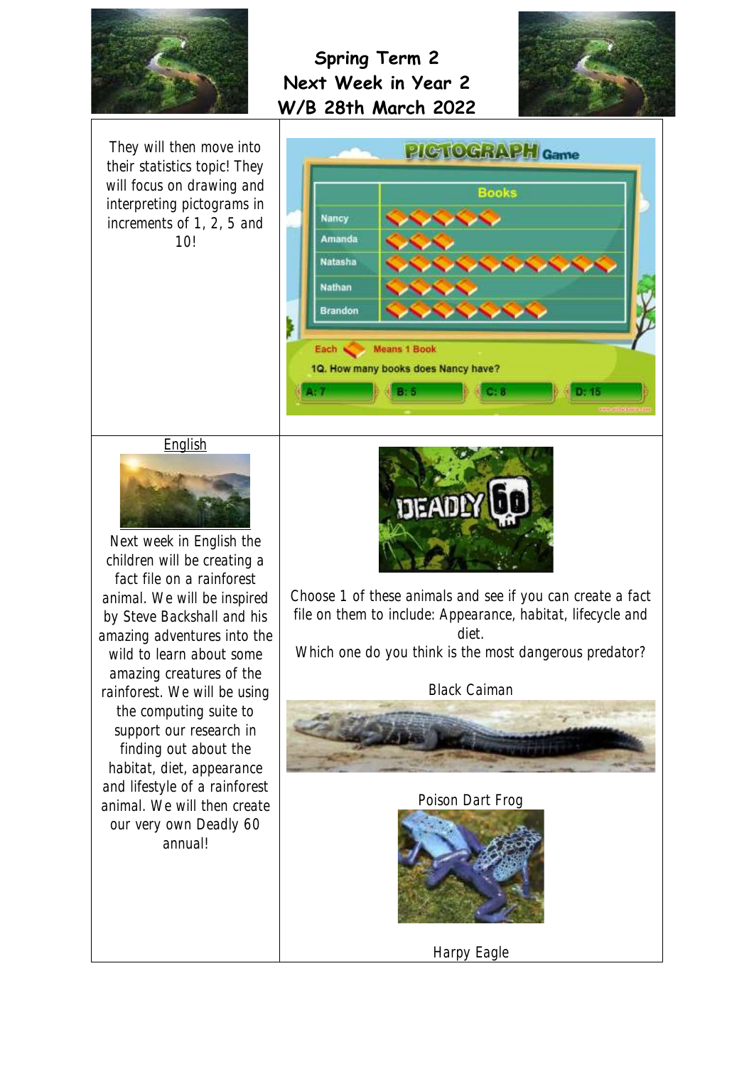# Spring Term 2
# Next Week in Year 2
# W/B 28th March 2022

They will then move into their statistics topic! They will focus on drawing and interpreting pictograms in increments of 1, 2, 5 and 10!

## English

Next week in English the children will be creating a fact file on a rainforest animal. We will be inspired by Steve Backshall and his amazing adventures into the wild to learn about some amazing creatures of the rainforest. We will be using the computing suite to support our research in finding out about the habitat, diet, appearance and lifestyle of a rainforest animal. We will then create our very own Deadly 60 annual!

Choose 1 of these animals and see if you can create a fact file on them to include: Appearance, habitat, lifecycle and diet.

Which one do you think is the most dangerous predator?

Black Caiman

Poison Dart Frog

Harpy Eagle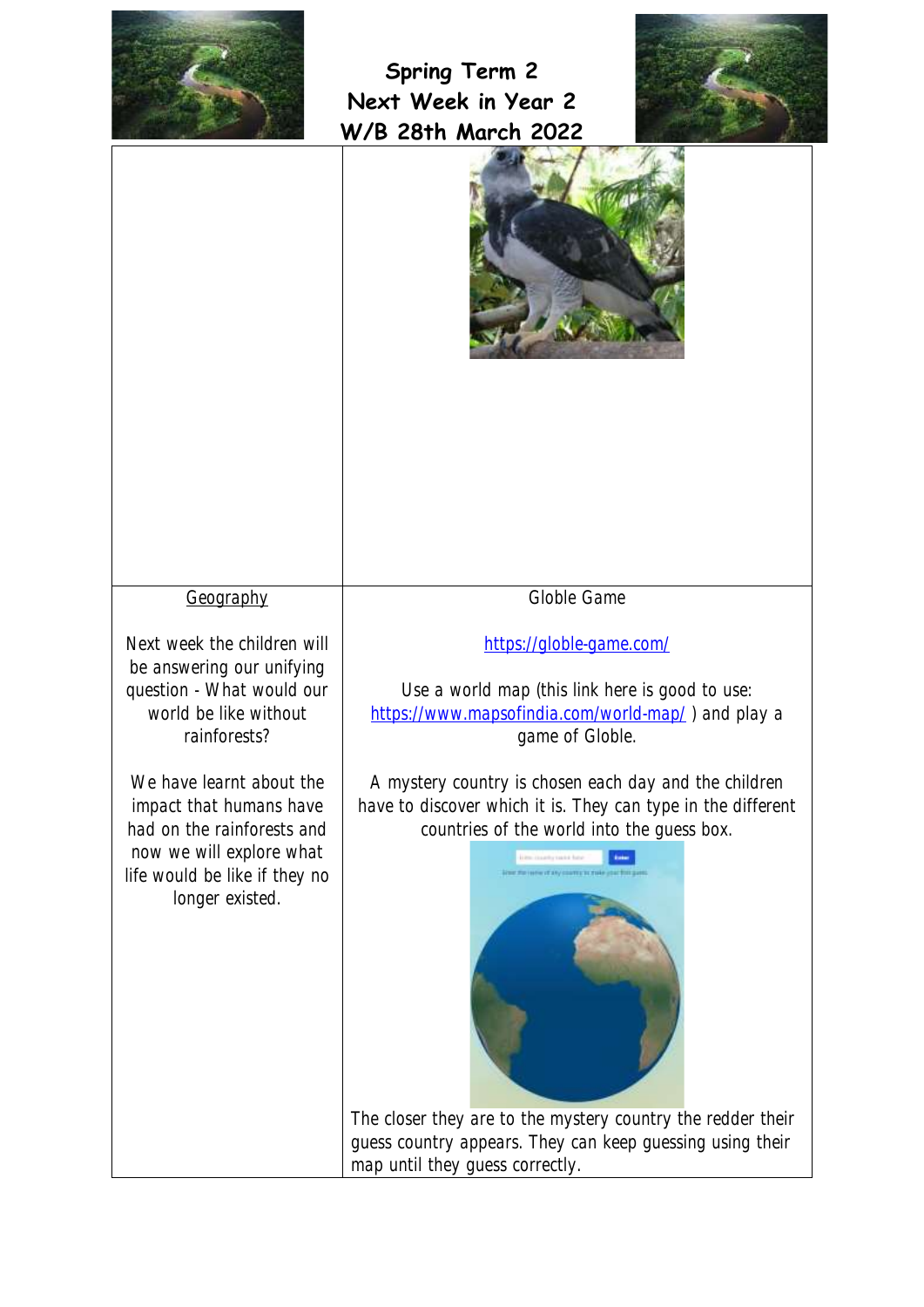# Spring Term 2
# Next Week in Year 2
# W/B 28th March 2022

| Geography | Globle Game |
|---|---|
| Next week the children will be answering our unifying question - What would our world be like without rainforests?<br><br>We have learnt about the impact that humans have had on the rainforests and now we will explore what life would be like if they no longer existed. | https://globle-game.com/<br><br>Use a world map (this link here is good to use: https://www.mapsofindia.com/world-map/ ) and play a game of Globle.<br><br>A mystery country is chosen each day and the children have to discover which it is. They can type in the different countries of the world into the guess box.<br><br>The closer they are to the mystery country the redder their guess country appears. They can keep guessing using their map until they guess correctly. |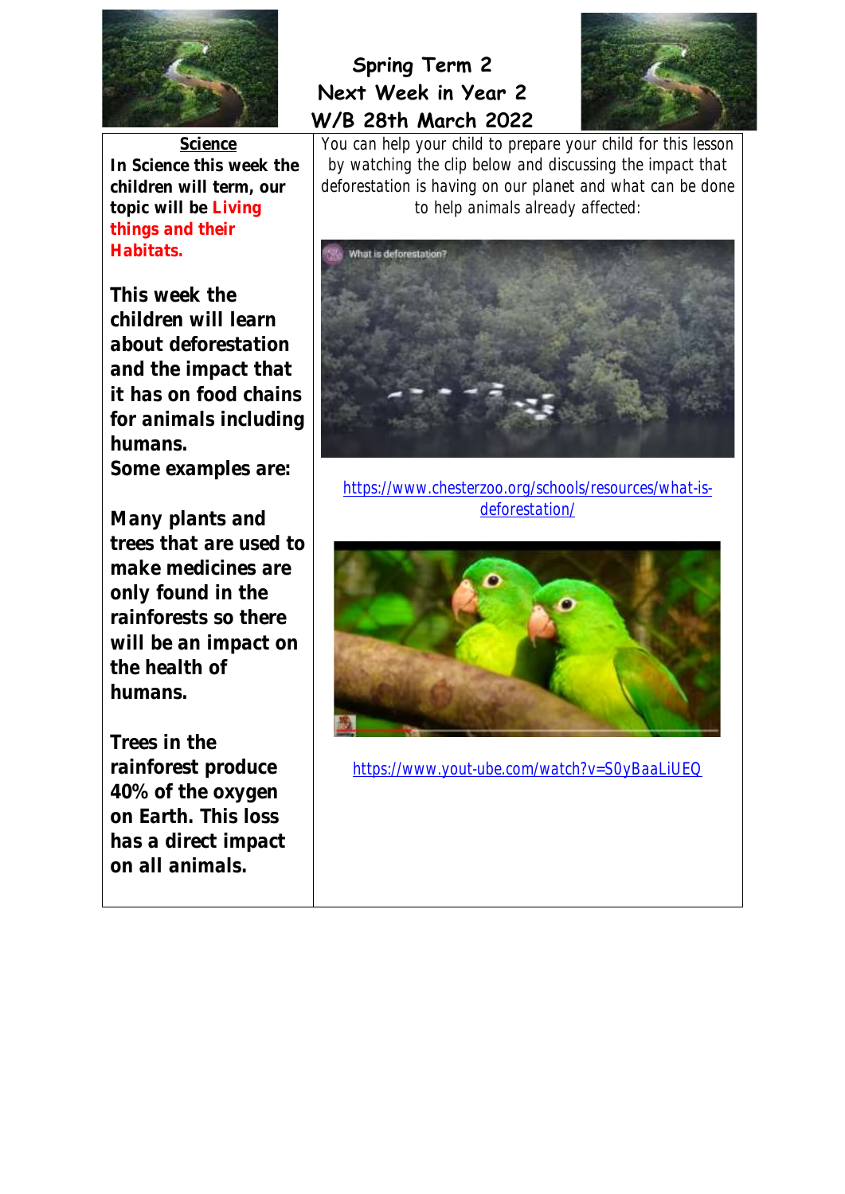# Spring Term 2
# Next Week in Year 2
# W/B 28th March 2022

## Science

**In Science this week the children will term, our topic will be Living things and their Habitats.**

**This week the children will learn about deforestation and the impact that it has on food chains for animals including humans.**
**Some examples are:**

**Many plants and trees that are used to make medicines are only found in the rainforests so there will be an impact on the health of humans.**

**Trees in the rainforest produce 40% of the oxygen on Earth. This loss has a direct impact on all animals.**

You can help your child to prepare your child for this lesson by watching the clip below and discussing the impact that deforestation is having on our planet and what can be done to help animals already affected:

https://www.chesterzoo.org/schools/resources/what-is-deforestation/

https://www.yout-ube.com/watch?v=S0yBaaLiUEQ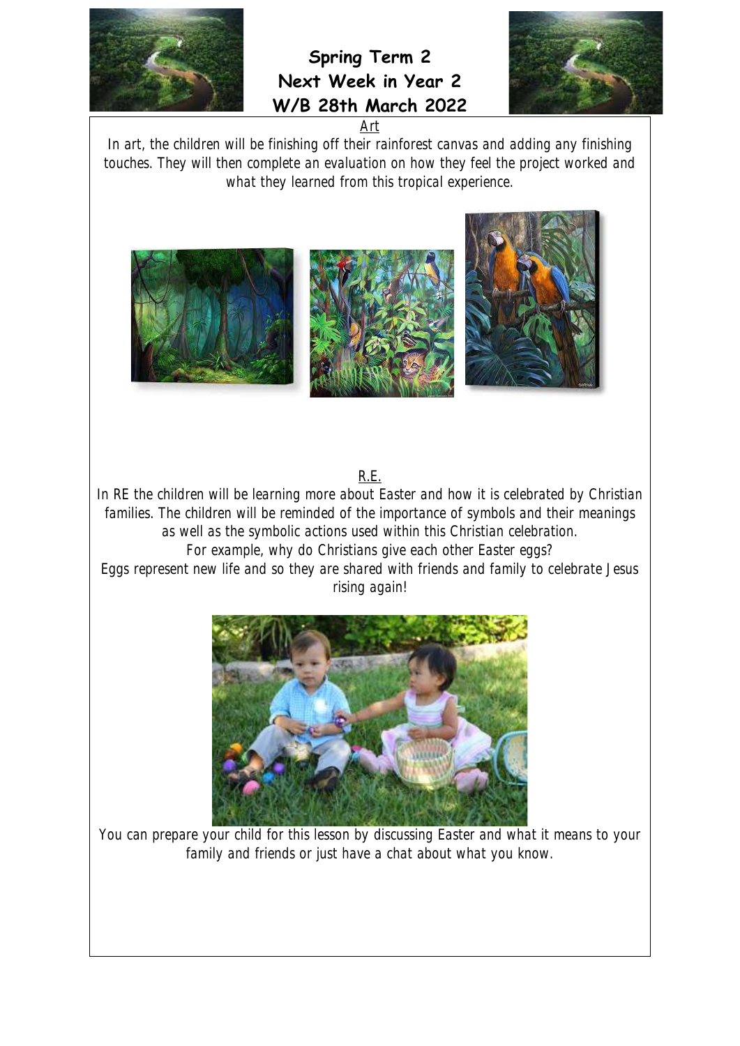# Spring Term 2
# Next Week in Year 2
# W/B 28th March 2022

## Art

In art, the children will be finishing off their rainforest canvas and adding any finishing touches. They will then complete an evaluation on how they feel the project worked and what they learned from this tropical experience.

## R.E.

In RE the children will be learning more about Easter and how it is celebrated by Christian families. The children will be reminded of the importance of symbols and their meanings as well as the symbolic actions used within this Christian celebration.

For example, why do Christians give each other Easter eggs?

Eggs represent new life and so they are shared with friends and family to celebrate Jesus rising again!

You can prepare your child for this lesson by discussing Easter and what it means to your family and friends or just have a chat about what you know.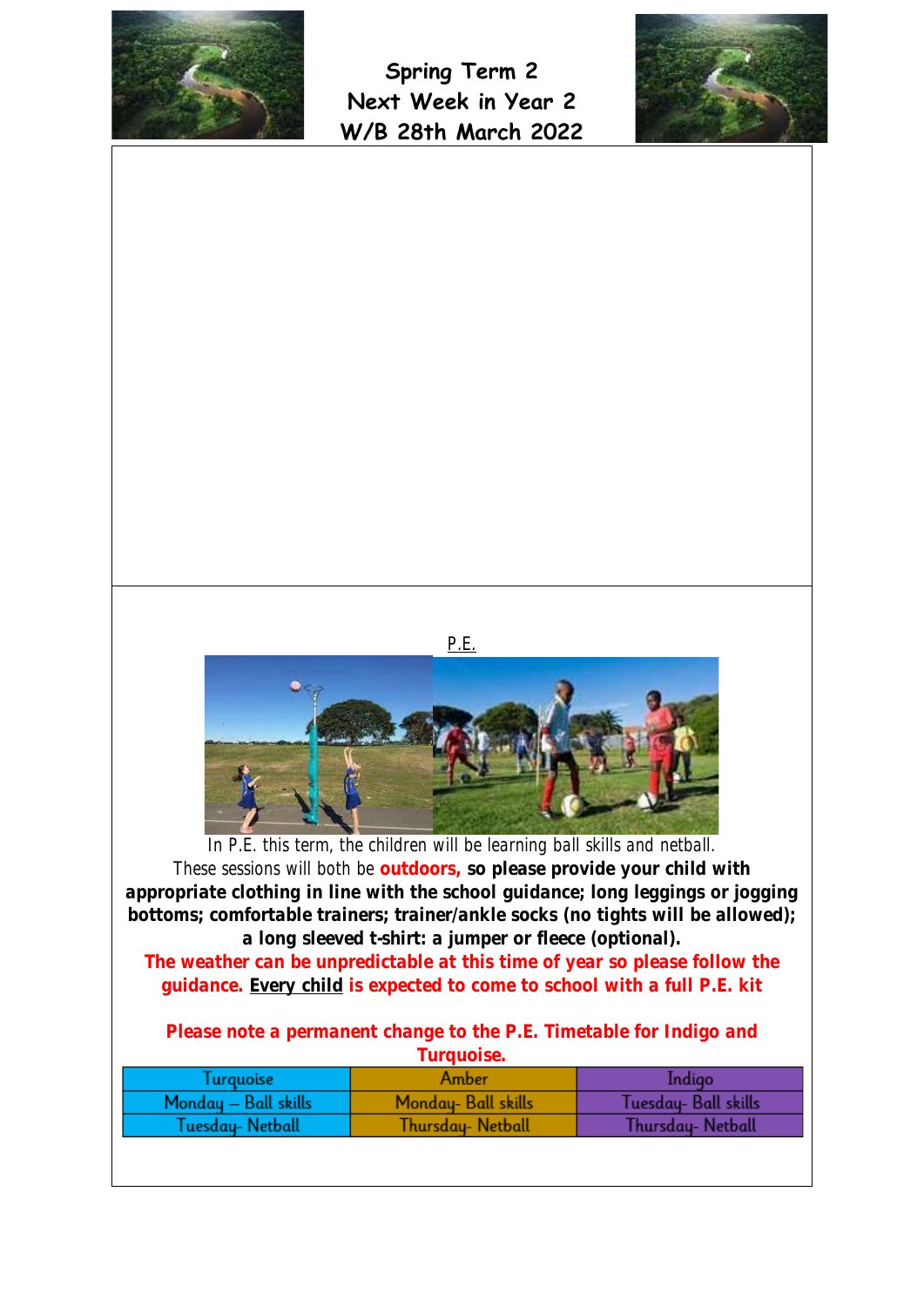# Spring Term 2
# Next Week in Year 2
# W/B 28th March 2022

P.E.

In P.E. this term, the children will be learning ball skills and netball.

These sessions will both be **outdoors, so please provide your child with appropriate clothing in line with the school guidance; long leggings or jogging bottoms; comfortable trainers; trainer/ankle socks (no tights will be allowed); a long sleeved t-shirt: a jumper or fleece (optional).**

**The weather can be unpredictable at this time of year so please follow the guidance. Every child is expected to come to school with a full P.E. kit**

**Please note a permanent change to the P.E. Timetable for Indigo and Turquoise.**

| Turquoise | Amber | Indigo |
|---|---|---|
| Monday – Ball skills | Monday- Ball skills | Tuesday- Ball skills |
| Tuesday- Netball | Thursday- Netball | Thursday- Netball |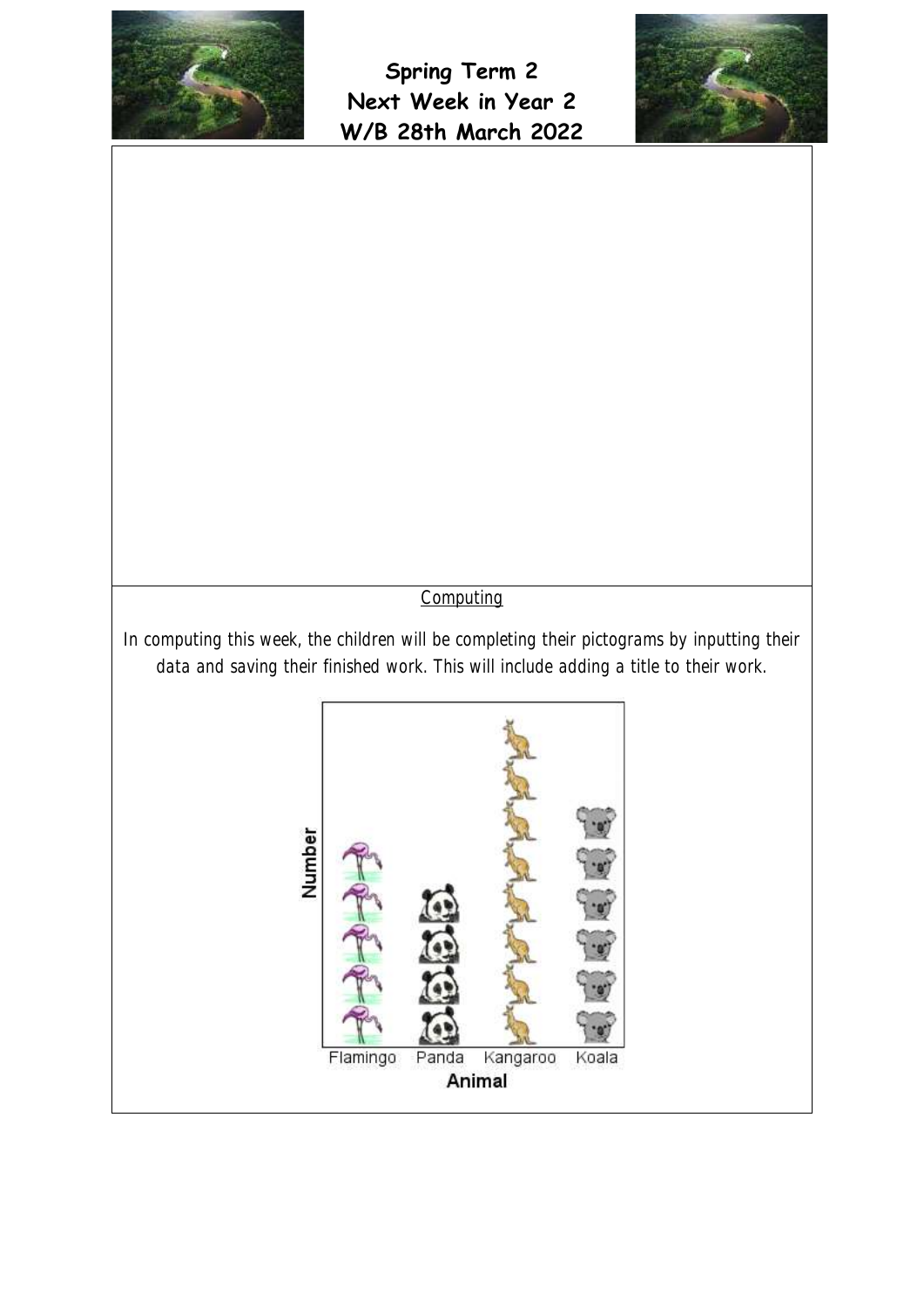# Spring Term 2
# Next Week in Year 2
# W/B 28th March 2022

## Computing

In computing this week, the children will be completing their pictograms by inputting their data and saving their finished work. This will include adding a title to their work.

Number

Flamingo Panda Kangaroo Koala

Animal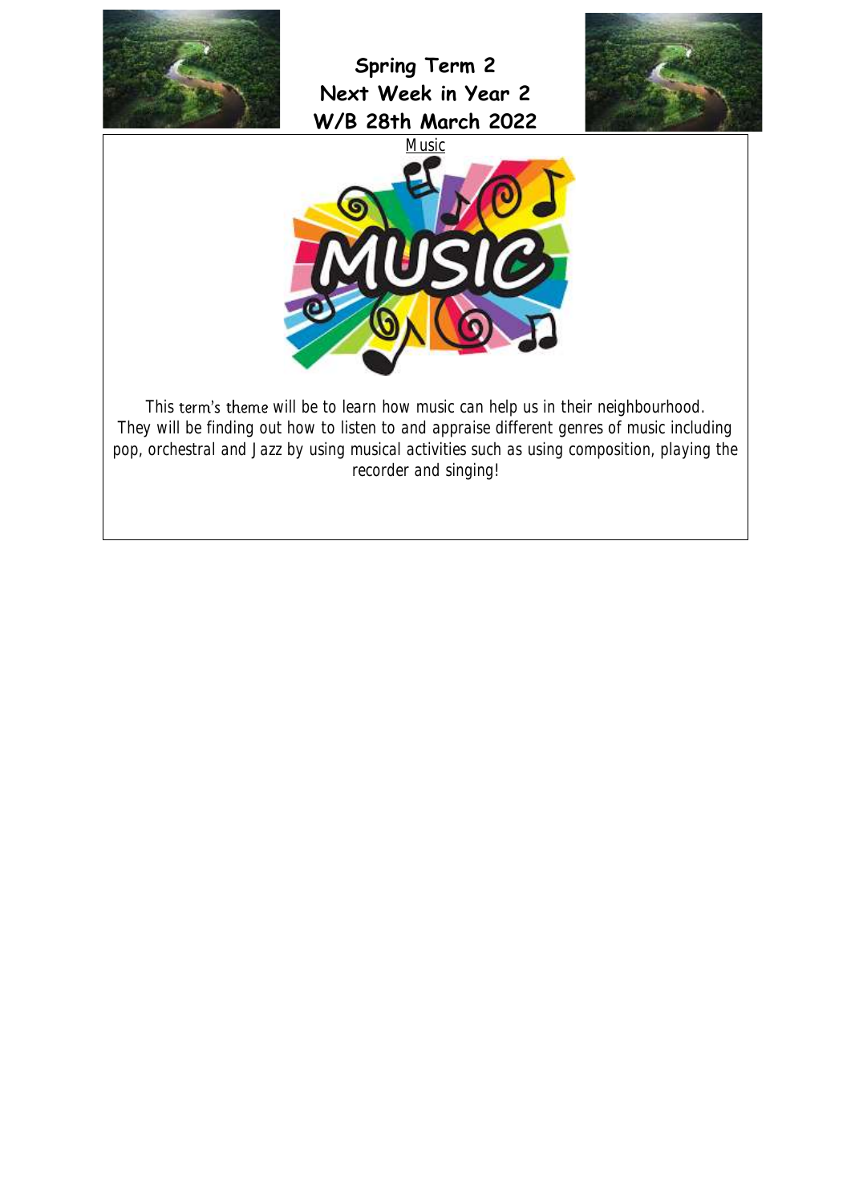# Spring Term 2
# Next Week in Year 2
# W/B 28th March 2022

## Music

This term's theme will be to learn how music can help us in their neighbourhood. They will be finding out how to listen to and appraise different genres of music including pop, orchestral and Jazz by using musical activities such as using composition, playing the recorder and singing!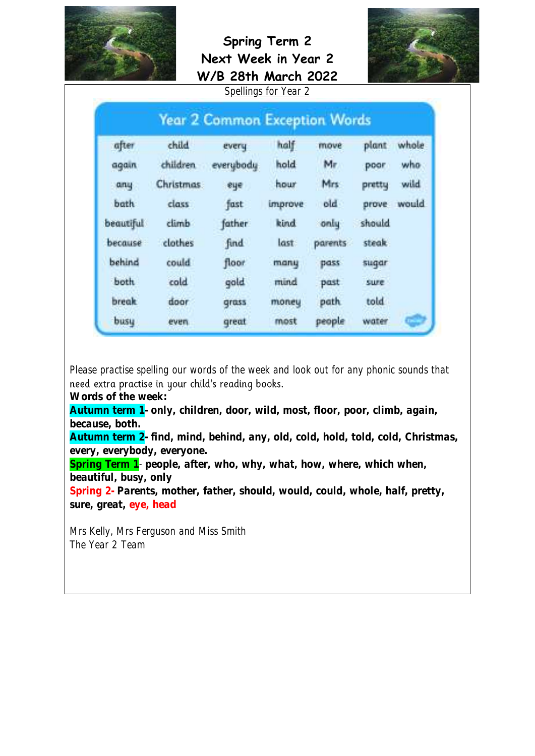# Spring Term 2
# Next Week in Year 2
# W/B 28th March 2022

Spellings for Year 2

**Year 2 Common Exception Words**

| | | | | | | |
|---|---|---|---|---|---|---|
| after | child | every | half | move | plant | whole |
| again | children | everybody | hold | Mr | poor | who |
| any | Christmas | eye | hour | Mrs | pretty | wild |
| bath | class | fast | improve | old | prove | would |
| beautiful | climb | father | kind | only | should | |
| because | clothes | find | last | parents | steak | |
| behind | could | floor | many | pass | sugar | |
| both | cold | gold | mind | past | sure | |
| break | door | grass | money | path | told | |
| busy | even | great | most | people | water | |

Please practise spelling our words of the week and look out for any phonic sounds that need extra practise in your child's reading books.

**Words of the week:**

**Autumn term 1- only, children, door, wild, most, floor, poor, climb, again, because, both.**

**Autumn term 2- find, mind, behind, any, old, cold, hold, told, cold, Christmas, every, everybody, everyone.**

**Spring Term 1- people, after, who, why, what, how, where, which when, beautiful, busy, only**

**Spring 2- Parents, mother, father, should, would, could, whole, half, pretty, sure, great, eye, head**

Mrs Kelly, Mrs Ferguson and Miss Smith
The Year 2 Team